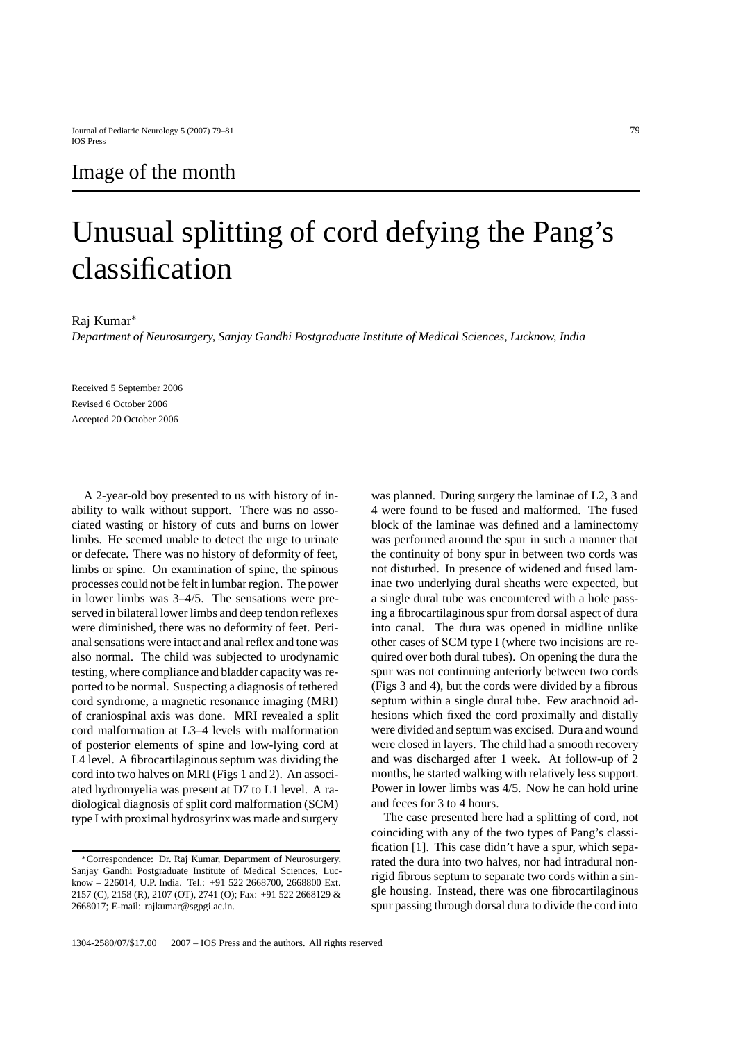Image of the month

# Unusual splitting of cord defying the Pang's classification

Raj Kumar*

*Department of Neurosurgery, Sanjay Gandhi Postgraduate Institute of Medical Sciences, Lucknow, India*

Received 5 September 2006
Revised 6 October 2006
Accepted 20 October 2006

A 2-year-old boy presented to us with history of inability to walk without support. There was no associated wasting or history of cuts and burns on lower limbs. He seemed unable to detect the urge to urinate or defecate. There was no history of deformity of feet, limbs or spine. On examination of spine, the spinous processes could not be felt in lumbar region. The power in lower limbs was 3–4/5. The sensations were preserved in bilateral lower limbs and deep tendon reflexes were diminished, there was no deformity of feet. Perianal sensations were intact and anal reflex and tone was also normal. The child was subjected to urodynamic testing, where compliance and bladder capacity was reported to be normal. Suspecting a diagnosis of tethered cord syndrome, a magnetic resonance imaging (MRI) of craniospinal axis was done. MRI revealed a split cord malformation at L3–4 levels with malformation of posterior elements of spine and low-lying cord at L4 level. A fibrocartilaginous septum was dividing the cord into two halves on MRI (Figs 1 and 2). An associated hydromyelia was present at D7 to L1 level. A radiological diagnosis of split cord malformation (SCM) type I with proximal hydrosyrinx was made and surgery was planned. During surgery the laminae of L2, 3 and 4 were found to be fused and malformed. The fused block of the laminae was defined and a laminectomy was performed around the spur in such a manner that the continuity of bony spur in between two cords was not disturbed. In presence of widened and fused laminae two underlying dural sheaths were expected, but a single dural tube was encountered with a hole passing a fibrocartilaginous spur from dorsal aspect of dura into canal. The dura was opened in midline unlike other cases of SCM type I (where two incisions are required over both dural tubes). On opening the dura the spur was not continuing anteriorly between two cords (Figs 3 and 4), but the cords were divided by a fibrous septum within a single dural tube. Few arachnoid adhesions which fixed the cord proximally and distally were divided and septum was excised. Dura and wound were closed in layers. The child had a smooth recovery and was discharged after 1 week. At follow-up of 2 months, he started walking with relatively less support. Power in lower limbs was 4/5. Now he can hold urine and feces for 3 to 4 hours.

The case presented here had a splitting of cord, not coinciding with any of the two types of Pang's classification [1]. This case didn't have a spur, which separated the dura into two halves, nor had intradural non-rigid fibrous septum to separate two cords within a single housing. Instead, there was one fibrocartilaginous spur passing through dorsal dura to divide the cord into

*Correspondence: Dr. Raj Kumar, Department of Neurosurgery, Sanjay Gandhi Postgraduate Institute of Medical Sciences, Lucknow – 226014, U.P. India. Tel.: +91 522 2668700, 2668800 Ext. 2157 (C), 2158 (R), 2107 (OT), 2741 (O); Fax: +91 522 2668129 & 2668017; E-mail: rajkumar@sgpgi.ac.in.

1304-2580/07/$17.00 2007 – IOS Press and the authors. All rights reserved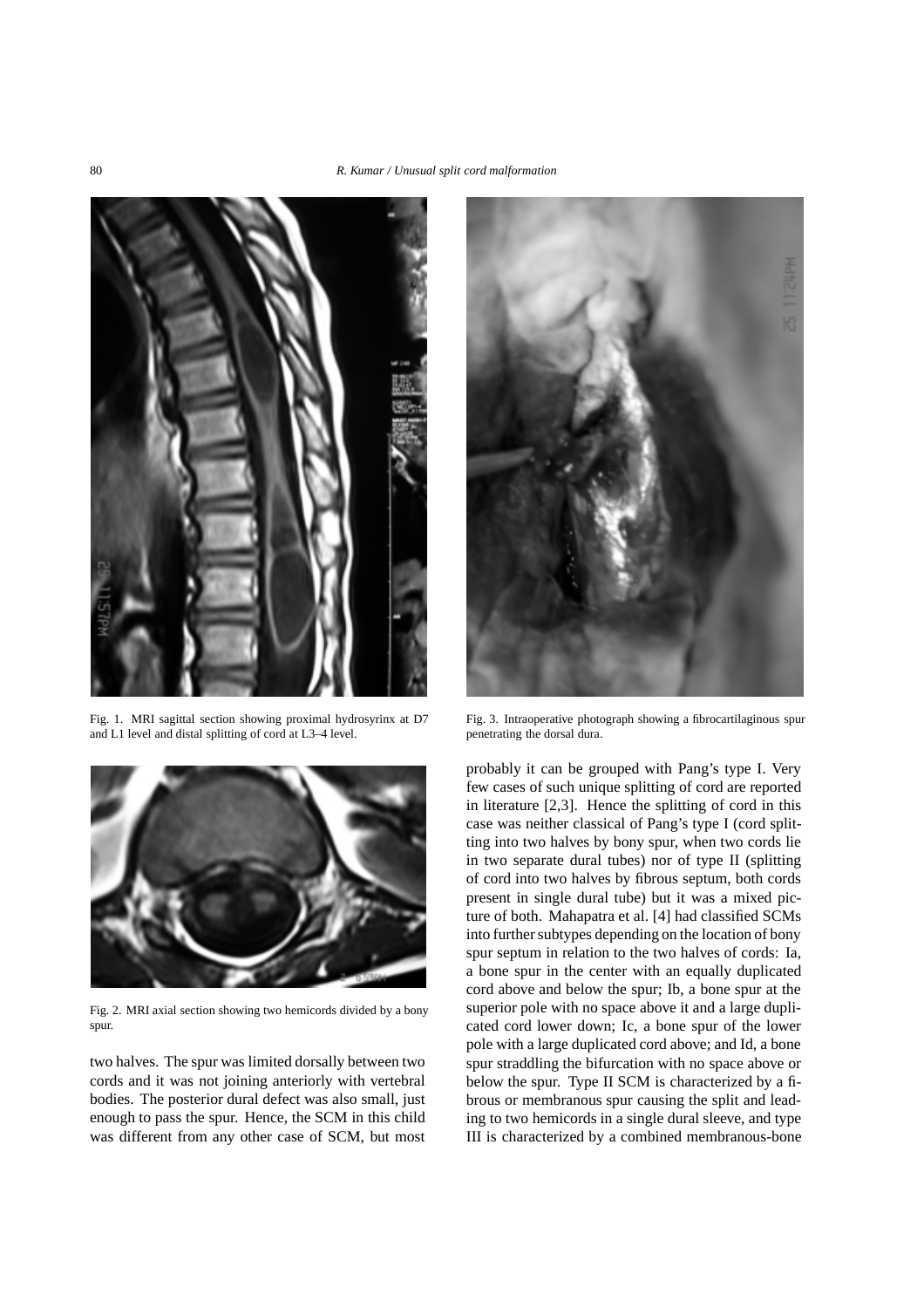Fig. 1. MRI sagittal section showing proximal hydrosyrinx at D7 and L1 level and distal splitting of cord at L3–4 level.

Fig. 2. MRI axial section showing two hemicords divided by a bony spur.

two halves. The spur was limited dorsally between two cords and it was not joining anteriorly with vertebral bodies. The posterior dural defect was also small, just enough to pass the spur. Hence, the SCM in this child was different from any other case of SCM, but most probably it can be grouped with Pang's type I. Very few cases of such unique splitting of cord are reported in literature [2,3]. Hence the splitting of cord in this case was neither classical of Pang's type I (cord splitting into two halves by bony spur, when two cords lie in two separate dural tubes) nor of type II (splitting of cord into two halves by fibrous septum, both cords present in single dural tube) but it was a mixed picture of both. Mahapatra et al. [4] had classified SCMs into further subtypes depending on the location of bony spur septum in relation to the two halves of cords: Ia, a bone spur in the center with an equally duplicated cord above and below the spur; Ib, a bone spur at the superior pole with no space above it and a large duplicated cord lower down; Ic, a bone spur of the lower pole with a large duplicated cord above; and Id, a bone spur straddling the bifurcation with no space above or below the spur. Type II SCM is characterized by a fibrous or membranous spur causing the split and leading to two hemicords in a single dural sleeve, and type III is characterized by a combined membranous-bone

Fig. 3. Intraoperative photograph showing a fibrocartilaginous spur penetrating the dorsal dura.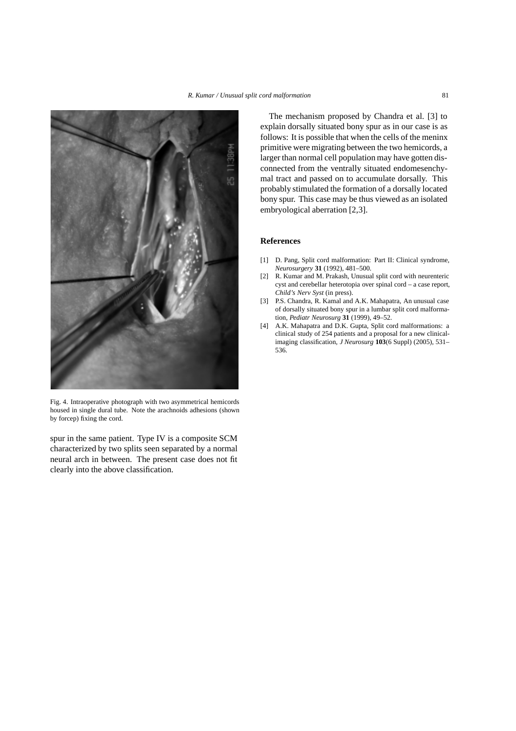Fig. 4. Intraoperative photograph with two asymmetrical hemicords housed in single dural tube. Note the arachnoids adhesions (shown by forcep) fixing the cord.

spur in the same patient. Type IV is a composite SCM characterized by two splits seen separated by a normal neural arch in between. The present case does not fit clearly into the above classification.

The mechanism proposed by Chandra et al. [3] to explain dorsally situated bony spur as in our case is as follows: It is possible that when the cells of the meninx primitive were migrating between the two hemicords, a larger than normal cell population may have gotten disconnected from the ventrally situated endomesenchymal tract and passed on to accumulate dorsally. This probably stimulated the formation of a dorsally located bony spur. This case may be thus viewed as an isolated embryological aberration [2,3].

## References

[1] D. Pang, Split cord malformation: Part II: Clinical syndrome, *Neurosurgery* **31** (1992), 481–500.

[2] R. Kumar and M. Prakash, Unusual split cord with neurenteric cyst and cerebellar heterotopia over spinal cord – a case report, *Child's Nerv Syst* (in press).

[3] P.S. Chandra, R. Kamal and A.K. Mahapatra, An unusual case of dorsally situated bony spur in a lumbar split cord malformation, *Pediatr Neurosurg* **31** (1999), 49–52.

[4] A.K. Mahapatra and D.K. Gupta, Split cord malformations: a clinical study of 254 patients and a proposal for a new clinical-imaging classification, *J Neurosurg* **103**(6 Suppl) (2005), 531–536.